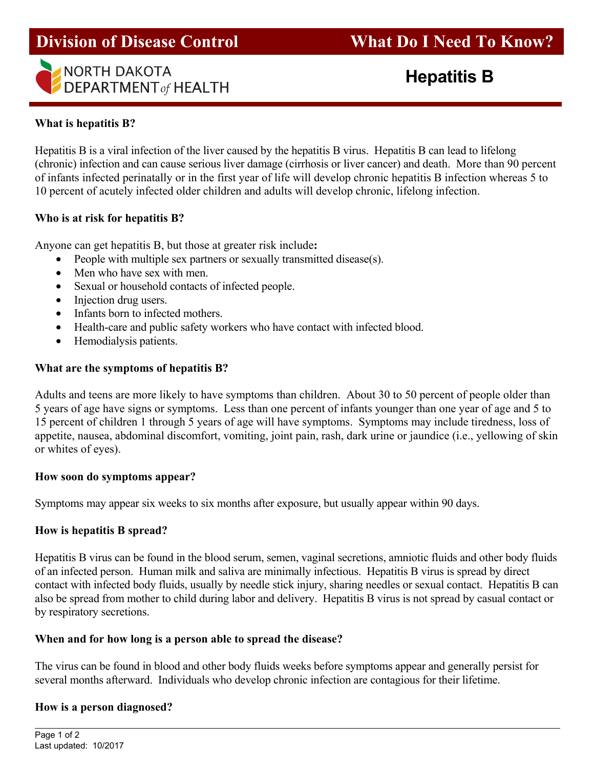# Division of Discase Control — What Do I Need To Know?

NORTH DAKOTA DEPARTMENT *of* HEALTH

## Hepatitis B

### What is hepatitis B?

Hepatitis B is a viral infection of the liver caused by the hepatitis B virus. Hepatitis B can lead to lifelong (chronic) infection and can cause serious liver damage (cirrhosis or liver cancer) and death. More than 90 percent of infants infected perinatally or in the first year of life will develop chronic hepatitis B infection whereas 5 to 10 percent of acutely infected older children and adults will develop chronic, lifelong infection.

### Who is at risk for hepatitis B?

Anyone can get hepatitis B, but those at greater risk include**:**

- People with multiple sex partners or sexually transmitted disease(s).
- Men who have sex with men.
- Sexual or household contacts of infected people.
- Injection drug users.
- Infants born to infected mothers.
- Health-care and public safety workers who have contact with infected blood.
- Hemodialysis patients.

### What are the symptoms of hepatitis B?

Adults and teens are more likely to have symptoms than children. About 30 to 50 percent of people older than 5 years of age have signs or symptoms. Less than one percent of infants younger than one year of age and 5 to 15 percent of children 1 through 5 years of age will have symptoms. Symptoms may include tiredness, loss of appetite, nausea, abdominal discomfort, vomiting, joint pain, rash, dark urine or jaundice (i.e., yellowing of skin or whites of eyes).

### How soon do symptoms appear?

Symptoms may appear six weeks to six months after exposure, but usually appear within 90 days.

### How is hepatitis B spread?

Hepatitis B virus can be found in the blood serum, semen, vaginal secretions, amniotic fluids and other body fluids of an infected person. Human milk and saliva are minimally infectious. Hepatitis B virus is spread by direct contact with infected body fluids, usually by needle stick injury, sharing needles or sexual contact. Hepatitis B can also be spread from mother to child during labor and delivery. Hepatitis B virus is not spread by casual contact or by respiratory secretions.

### When and for how long is a person able to spread the disease?

The virus can be found in blood and other body fluids weeks before symptoms appear and generally persist for several months afterward. Individuals who develop chronic infection are contagious for their lifetime.

### How is a person diagnosed?

Last updated: 10/2017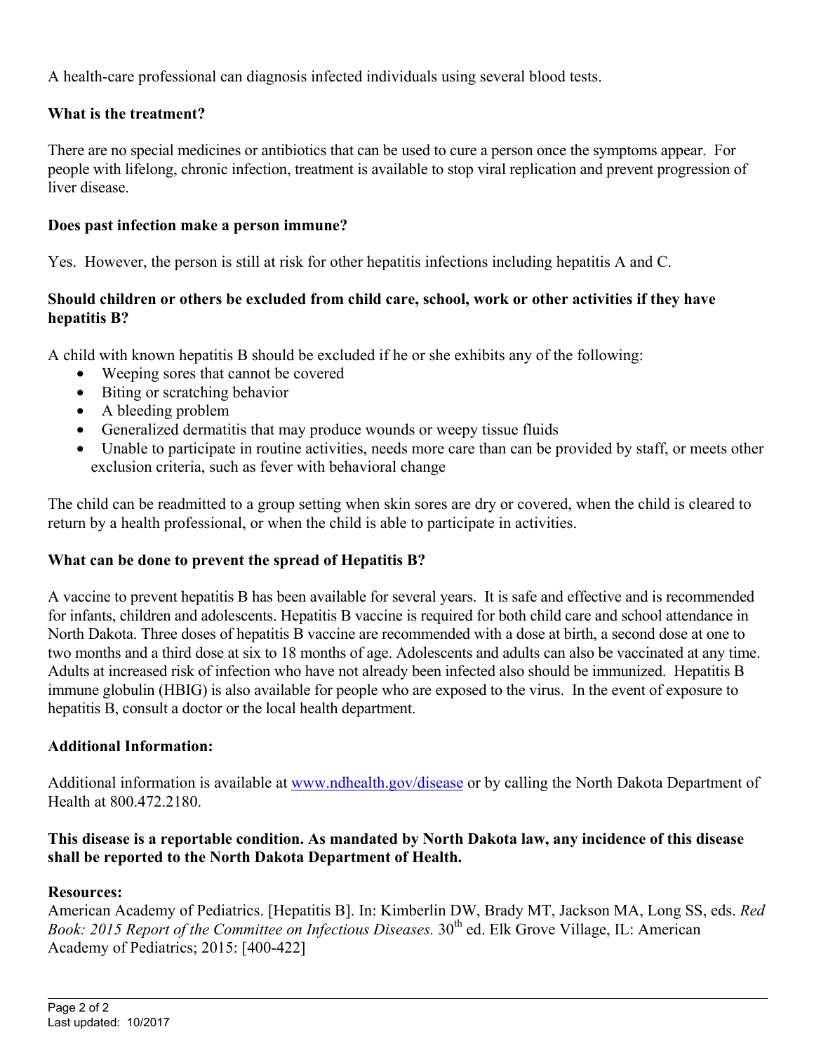A health-care professional can diagnosis infected individuals using several blood tests.

**What is the treatment?**

There are no special medicines or antibiotics that can be used to cure a person once the symptoms appear. For people with lifelong, chronic infection, treatment is available to stop viral replication and prevent progression of liver disease.

**Does past infection make a person immune?**

Yes. However, the person is still at risk for other hepatitis infections including hepatitis A and C.

**Should children or others be excluded from child care, school, work or other activities if they have hepatitis B?**

A child with known hepatitis B should be excluded if he or she exhibits any of the following:

- Weeping sores that cannot be covered
- Biting or scratching behavior
- A bleeding problem
- Generalized dermatitis that may produce wounds or weepy tissue fluids
- Unable to participate in routine activities, needs more care than can be provided by staff, or meets other exclusion criteria, such as fever with behavioral change

The child can be readmitted to a group setting when skin sores are dry or covered, when the child is cleared to return by a health professional, or when the child is able to participate in activities.

**What can be done to prevent the spread of Hepatitis B?**

A vaccine to prevent hepatitis B has been available for several years. It is safe and effective and is recommended for infants, children and adolescents. Hepatitis B vaccine is required for both child care and school attendance in North Dakota. Three doses of hepatitis B vaccine are recommended with a dose at birth, a second dose at one to two months and a third dose at six to 18 months of age. Adolescents and adults can also be vaccinated at any time. Adults at increased risk of infection who have not already been infected also should be immunized. Hepatitis B immune globulin (HBIG) is also available for people who are exposed to the virus. In the event of exposure to hepatitis B, consult a doctor or the local health department.

**Additional Information:**

Additional information is available at [www.ndhealth.gov/disease](http://www.ndhealth.gov/disease) or by calling the North Dakota Department of Health at 800.472.2180.

**This disease is a reportable condition. As mandated by North Dakota law, any incidence of this disease shall be reported to the North Dakota Department of Health.**

**Resources:**

American Academy of Pediatrics. [Hepatitis B]. In: Kimberlin DW, Brady MT, Jackson MA, Long SS, eds. *Red Book: 2015 Report of the Committee on Infectious Diseases.* 30th ed. Elk Grove Village, IL: American Academy of Pediatrics; 2015: [400-422]

Last updated: 10/2017